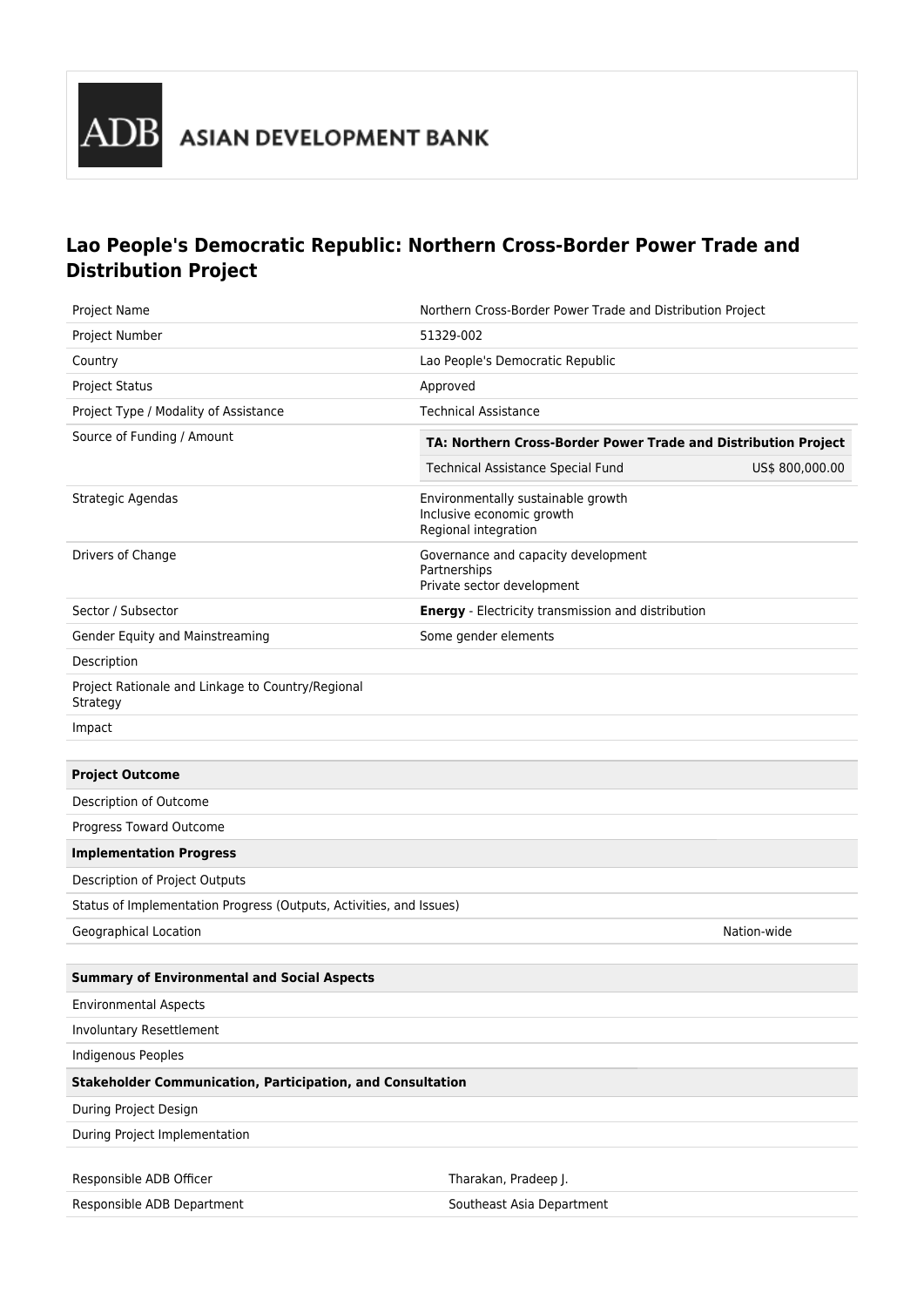ADB ASIAN DEVELOPMENT BANK

# Lao People's Democratic Republic: Northern Cross-Border Power Trade and Distribution Project

| | |
|---|---|
| Project Name | Northern Cross-Border Power Trade and Distribution Project |
| Project Number | 51329-002 |
| Country | Lao People's Democratic Republic |
| Project Status | Approved |
| Project Type / Modality of Assistance | Technical Assistance |
| Source of Funding / Amount | **TA: Northern Cross-Border Power Trade and Distribution Project**<br>Technical Assistance Special Fund US$ 800,000.00 |
| Strategic Agendas | Environmentally sustainable growth<br>Inclusive economic growth<br>Regional integration |
| Drivers of Change | Governance and capacity development<br>Partnerships<br>Private sector development |
| Sector / Subsector | **Energy** - Electricity transmission and distribution |
| Gender Equity and Mainstreaming | Some gender elements |
| Description | |
| Project Rationale and Linkage to Country/Regional Strategy | |
| Impact | |

| **Project Outcome** | |
|---|---|
| Description of Outcome | |
| Progress Toward Outcome | |
| **Implementation Progress** | |
| Description of Project Outputs | |
| Status of Implementation Progress (Outputs, Activities, and Issues) | |
| Geographical Location | Nation-wide |

| **Summary of Environmental and Social Aspects** |
|---|
| Environmental Aspects |
| Involuntary Resettlement |
| Indigenous Peoples |
| **Stakeholder Communication, Participation, and Consultation** |
| During Project Design |
| During Project Implementation |

| | |
|---|---|
| Responsible ADB Officer | Tharakan, Pradeep J. |
| Responsible ADB Department | Southeast Asia Department |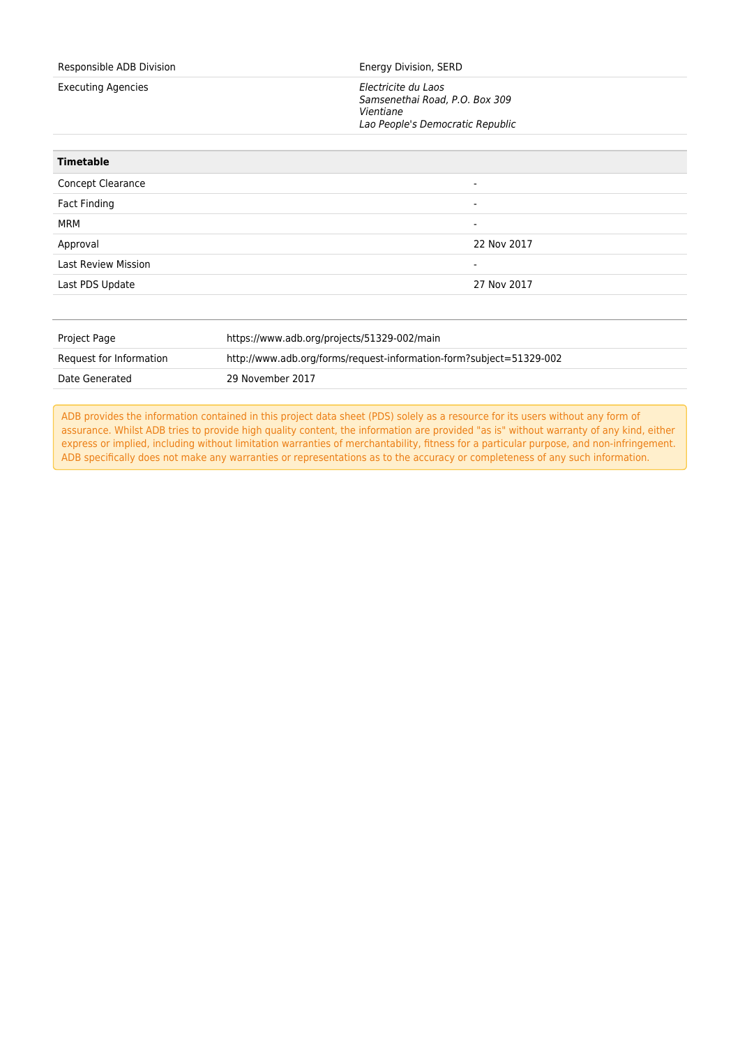| | |
|---|---|
| Responsible ADB Division | Energy Division, SERD |
| Executing Agencies | *Electricite du Laos*<br>*Samsenethai Road, P.O. Box 309*<br>*Vientiane*<br>*Lao People's Democratic Republic* |

| **Timetable** | |
|---|---|
| Concept Clearance | - |
| Fact Finding | - |
| MRM | - |
| Approval | 22 Nov 2017 |
| Last Review Mission | - |
| Last PDS Update | 27 Nov 2017 |

| | |
|---|---|
| Project Page | https://www.adb.org/projects/51329-002/main |
| Request for Information | http://www.adb.org/forms/request-information-form?subject=51329-002 |
| Date Generated | 29 November 2017 |

ADB provides the information contained in this project data sheet (PDS) solely as a resource for its users without any form of assurance. Whilst ADB tries to provide high quality content, the information are provided "as is" without warranty of any kind, either express or implied, including without limitation warranties of merchantability, fitness for a particular purpose, and non-infringement. ADB specifically does not make any warranties or representations as to the accuracy or completeness of any such information.